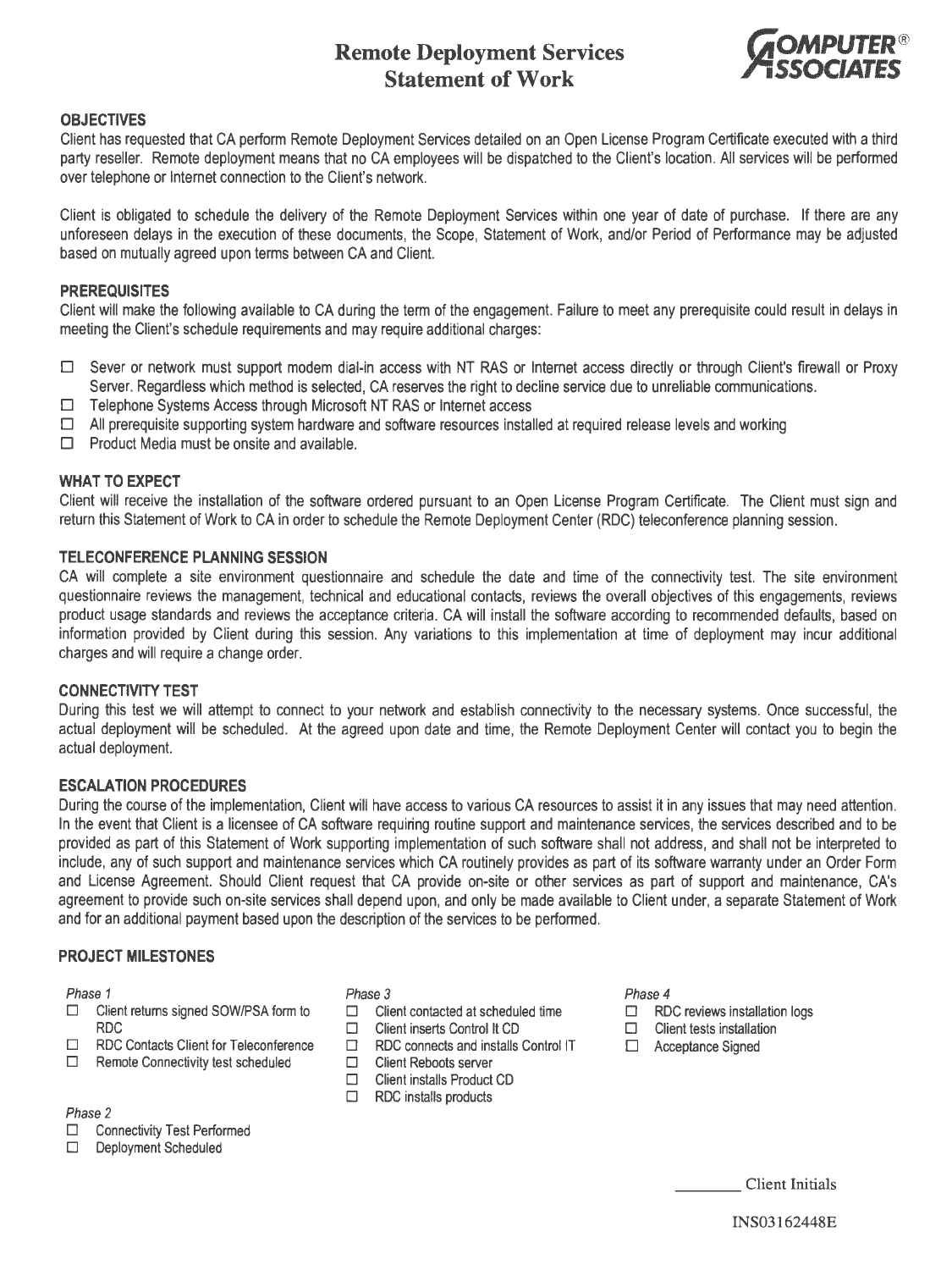# Remote Deployment Services Statement of Work

COMPUTER® ASSOCIATES

## OBJECTIVES

Client has requested that CA perform Remote Deployment Services detailed on an Open License Program Certificate executed with a third party reseller. Remote deployment means that no CA employees will be dispatched to the Client's location. All services will be performed over telephone or Internet connection to the Client's network.

Client is obligated to schedule the delivery of the Remote Deployment Services within one year of date of purchase. If there are any unforeseen delays in the execution of these documents, the Scope, Statement of Work, and/or Period of Performance may be adjusted based on mutually agreed upon terms between CA and Client.

## PREREQUISITES

Client will make the following available to CA during the term of the engagement. Failure to meet any prerequisite could result in delays in meeting the Client's schedule requirements and may require additional charges:

- ☐ Sever or network must support modem dial-in access with NT RAS or Internet access directly or through Client's firewall or Proxy Server. Regardless which method is selected, CA reserves the right to decline service due to unreliable communications.
- ☐ Telephone Systems Access through Microsoft NT RAS or Internet access
- ☐ All prerequisite supporting system hardware and software resources installed at required release levels and working
- ☐ Product Media must be onsite and available.

## WHAT TO EXPECT

Client will receive the installation of the software ordered pursuant to an Open License Program Certificate. The Client must sign and return this Statement of Work to CA in order to schedule the Remote Deployment Center (RDC) teleconference planning session.

## TELECONFERENCE PLANNING SESSION

CA will complete a site environment questionnaire and schedule the date and time of the connectivity test. The site environment questionnaire reviews the management, technical and educational contacts, reviews the overall objectives of this engagements, reviews product usage standards and reviews the acceptance criteria. CA will install the software according to recommended defaults, based on information provided by Client during this session. Any variations to this implementation at time of deployment may incur additional charges and will require a change order.

## CONNECTIVITY TEST

During this test we will attempt to connect to your network and establish connectivity to the necessary systems. Once successful, the actual deployment will be scheduled. At the agreed upon date and time, the Remote Deployment Center will contact you to begin the actual deployment.

## ESCALATION PROCEDURES

During the course of the implementation, Client will have access to various CA resources to assist it in any issues that may need attention. In the event that Client is a licensee of CA software requiring routine support and maintenance services, the services described and to be provided as part of this Statement of Work supporting implementation of such software shall not address, and shall not be interpreted to include, any of such support and maintenance services which CA routinely provides as part of its software warranty under an Order Form and License Agreement. Should Client request that CA provide on-site or other services as part of support and maintenance, CA's agreement to provide such on-site services shall depend upon, and only be made available to Client under, a separate Statement of Work and for an additional payment based upon the description of the services to be performed.

## PROJECT MILESTONES

*Phase 1*
- ☐ Client returns signed SOW/PSA form to RDC
- ☐ RDC Contacts Client for Teleconference
- ☐ Remote Connectivity test scheduled

*Phase 2*
- ☐ Connectivity Test Performed
- ☐ Deployment Scheduled

*Phase 3*
- ☐ Client contacted at scheduled time
- ☐ Client inserts Control It CD
- ☐ RDC connects and installs Control IT
- ☐ Client Reboots server
- ☐ Client installs Product CD
- ☐ RDC installs products

*Phase 4*
- ☐ RDC reviews installation logs
- ☐ Client tests installation
- ☐ Acceptance Signed

________ Client Initials

INS03162448E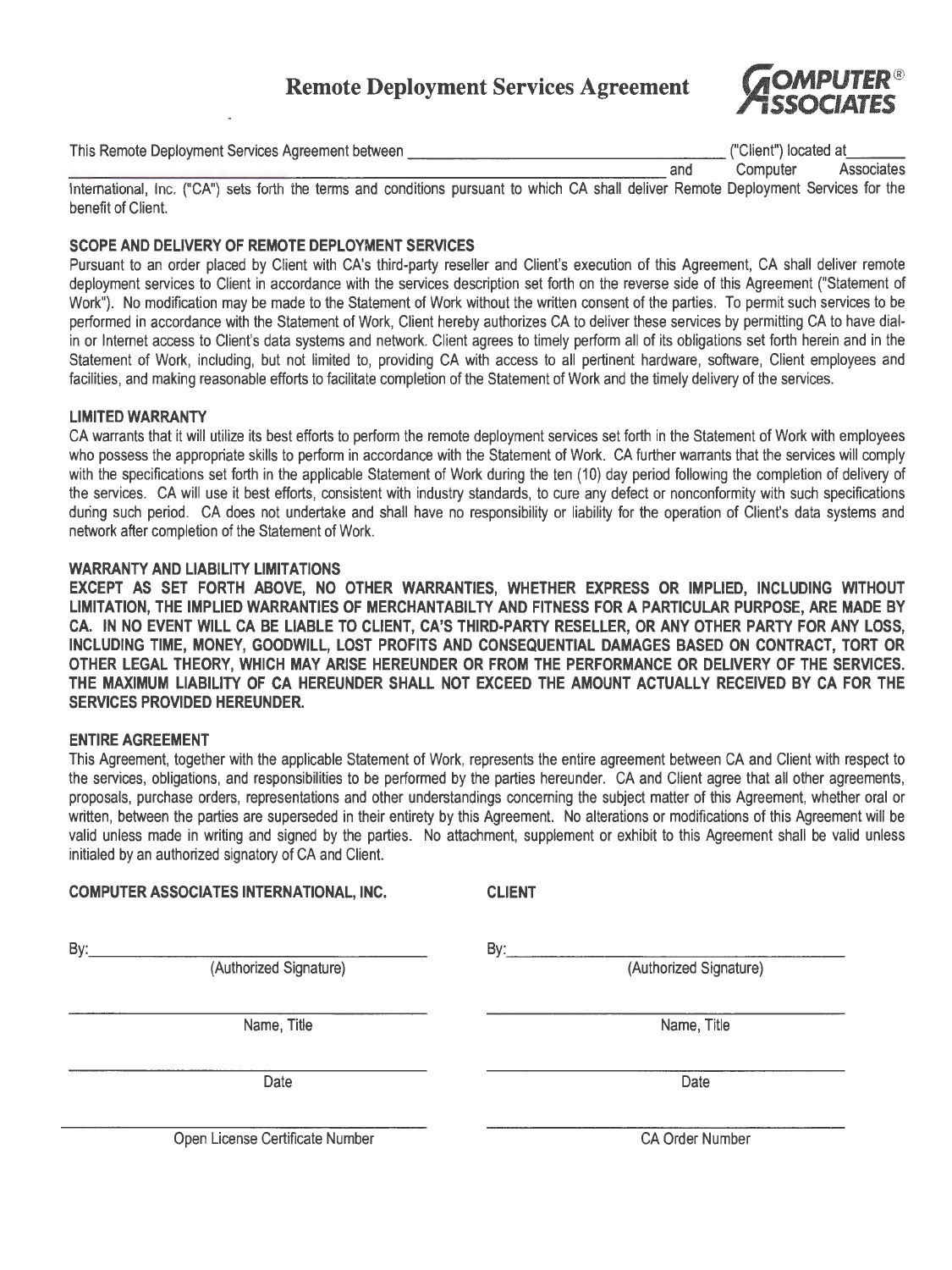# Remote Deployment Services Agreement

COMPUTER® ASSOCIATES

This Remote Deployment Services Agreement between ______________________________ ("Client") located at _______ ______________________________ and Computer Associates International, Inc. ("CA") sets forth the terms and conditions pursuant to which CA shall deliver Remote Deployment Services for the benefit of Client.

### SCOPE AND DELIVERY OF REMOTE DEPLOYMENT SERVICES

Pursuant to an order placed by Client with CA's third-party reseller and Client's execution of this Agreement, CA shall deliver remote deployment services to Client in accordance with the services description set forth on the reverse side of this Agreement ("Statement of Work"). No modification may be made to the Statement of Work without the written consent of the parties. To permit such services to be performed in accordance with the Statement of Work, Client hereby authorizes CA to deliver these services by permitting CA to have dial-in or Internet access to Client's data systems and network. Client agrees to timely perform all of its obligations set forth herein and in the Statement of Work, including, but not limited to, providing CA with access to all pertinent hardware, software, Client employees and facilities, and making reasonable efforts to facilitate completion of the Statement of Work and the timely delivery of the services.

### LIMITED WARRANTY

CA warrants that it will utilize its best efforts to perform the remote deployment services set forth in the Statement of Work with employees who possess the appropriate skills to perform in accordance with the Statement of Work. CA further warrants that the services will comply with the specifications set forth in the applicable Statement of Work during the ten (10) day period following the completion of delivery of the services. CA will use it best efforts, consistent with industry standards, to cure any defect or nonconformity with such specifications during such period. CA does not undertake and shall have no responsibility or liability for the operation of Client's data systems and network after completion of the Statement of Work.

### WARRANTY AND LIABILITY LIMITATIONS

**EXCEPT AS SET FORTH ABOVE, NO OTHER WARRANTIES, WHETHER EXPRESS OR IMPLIED, INCLUDING WITHOUT LIMITATION, THE IMPLIED WARRANTIES OF MERCHANTABILTY AND FITNESS FOR A PARTICULAR PURPOSE, ARE MADE BY CA. IN NO EVENT WILL CA BE LIABLE TO CLIENT, CA'S THIRD-PARTY RESELLER, OR ANY OTHER PARTY FOR ANY LOSS, INCLUDING TIME, MONEY, GOODWILL, LOST PROFITS AND CONSEQUENTIAL DAMAGES BASED ON CONTRACT, TORT OR OTHER LEGAL THEORY, WHICH MAY ARISE HEREUNDER OR FROM THE PERFORMANCE OR DELIVERY OF THE SERVICES. THE MAXIMUM LIABILITY OF CA HEREUNDER SHALL NOT EXCEED THE AMOUNT ACTUALLY RECEIVED BY CA FOR THE SERVICES PROVIDED HEREUNDER.**

### ENTIRE AGREEMENT

This Agreement, together with the applicable Statement of Work, represents the entire agreement between CA and Client with respect to the services, obligations, and responsibilities to be performed by the parties hereunder. CA and Client agree that all other agreements, proposals, purchase orders, representations and other understandings concerning the subject matter of this Agreement, whether oral or written, between the parties are superseded in their entirety by this Agreement. No alterations or modifications of this Agreement will be valid unless made in writing and signed by the parties. No attachment, supplement or exhibit to this Agreement shall be valid unless initialed by an authorized signatory of CA and Client.

| **COMPUTER ASSOCIATES INTERNATIONAL, INC.** | **CLIENT** |
|---|---|
| By: ______________________ (Authorized Signature) | By: ______________________ (Authorized Signature) |
| ______________________ Name, Title | ______________________ Name, Title |
| ______________________ Date | ______________________ Date |
| ______________________ Open License Certificate Number | ______________________ CA Order Number |